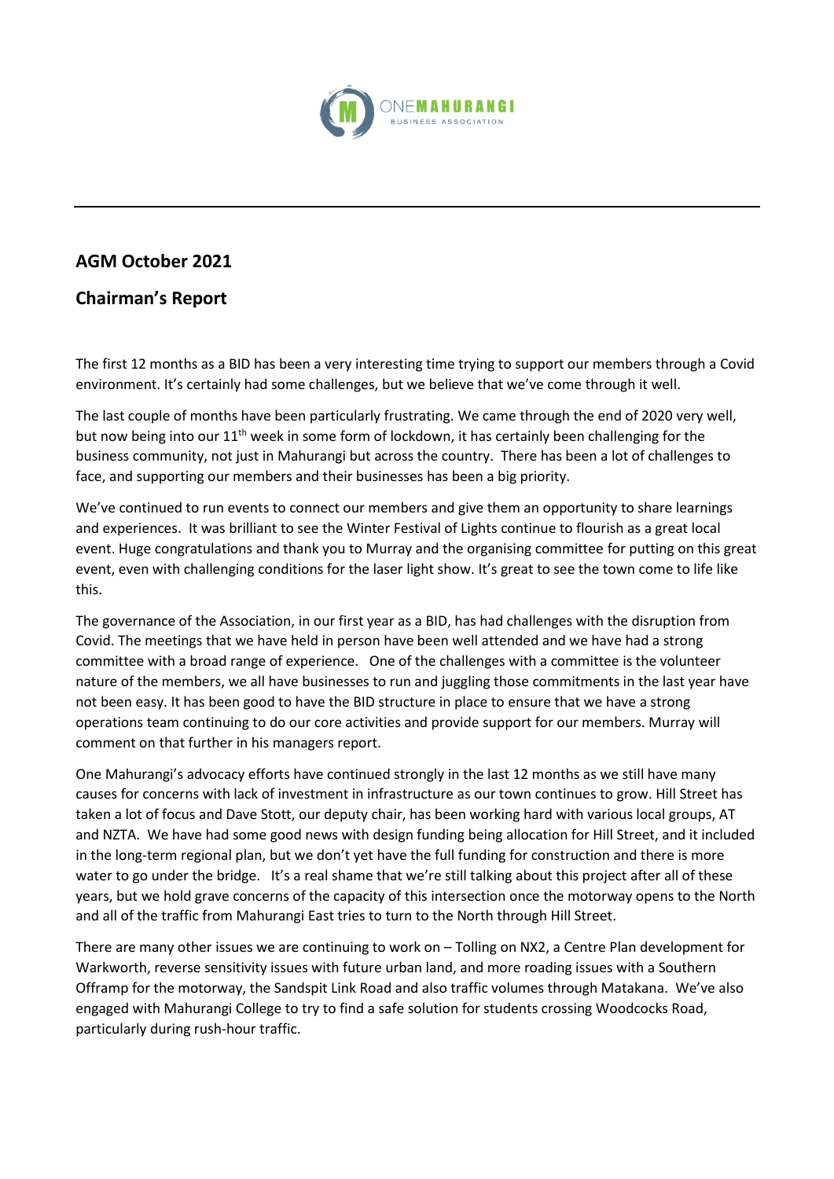ONEMAHURANGI BUSINESS ASSOCIATION

## AGM October 2021

## Chairman's Report

The first 12 months as a BID has been a very interesting time trying to support our members through a Covid environment. It's certainly had some challenges, but we believe that we've come through it well.

The last couple of months have been particularly frustrating. We came through the end of 2020 very well, but now being into our 11th week in some form of lockdown, it has certainly been challenging for the business community, not just in Mahurangi but across the country. There has been a lot of challenges to face, and supporting our members and their businesses has been a big priority.

We've continued to run events to connect our members and give them an opportunity to share learnings and experiences. It was brilliant to see the Winter Festival of Lights continue to flourish as a great local event. Huge congratulations and thank you to Murray and the organising committee for putting on this great event, even with challenging conditions for the laser light show. It's great to see the town come to life like this.

The governance of the Association, in our first year as a BID, has had challenges with the disruption from Covid. The meetings that we have held in person have been well attended and we have had a strong committee with a broad range of experience. One of the challenges with a committee is the volunteer nature of the members, we all have businesses to run and juggling those commitments in the last year have not been easy. It has been good to have the BID structure in place to ensure that we have a strong operations team continuing to do our core activities and provide support for our members. Murray will comment on that further in his managers report.

One Mahurangi's advocacy efforts have continued strongly in the last 12 months as we still have many causes for concerns with lack of investment in infrastructure as our town continues to grow. Hill Street has taken a lot of focus and Dave Stott, our deputy chair, has been working hard with various local groups, AT and NZTA. We have had some good news with design funding being allocation for Hill Street, and it included in the long-term regional plan, but we don't yet have the full funding for construction and there is more water to go under the bridge. It's a real shame that we're still talking about this project after all of these years, but we hold grave concerns of the capacity of this intersection once the motorway opens to the North and all of the traffic from Mahurangi East tries to turn to the North through Hill Street.

There are many other issues we are continuing to work on – Tolling on NX2, a Centre Plan development for Warkworth, reverse sensitivity issues with future urban land, and more roading issues with a Southern Offramp for the motorway, the Sandspit Link Road and also traffic volumes through Matakana. We've also engaged with Mahurangi College to try to find a safe solution for students crossing Woodcocks Road, particularly during rush-hour traffic.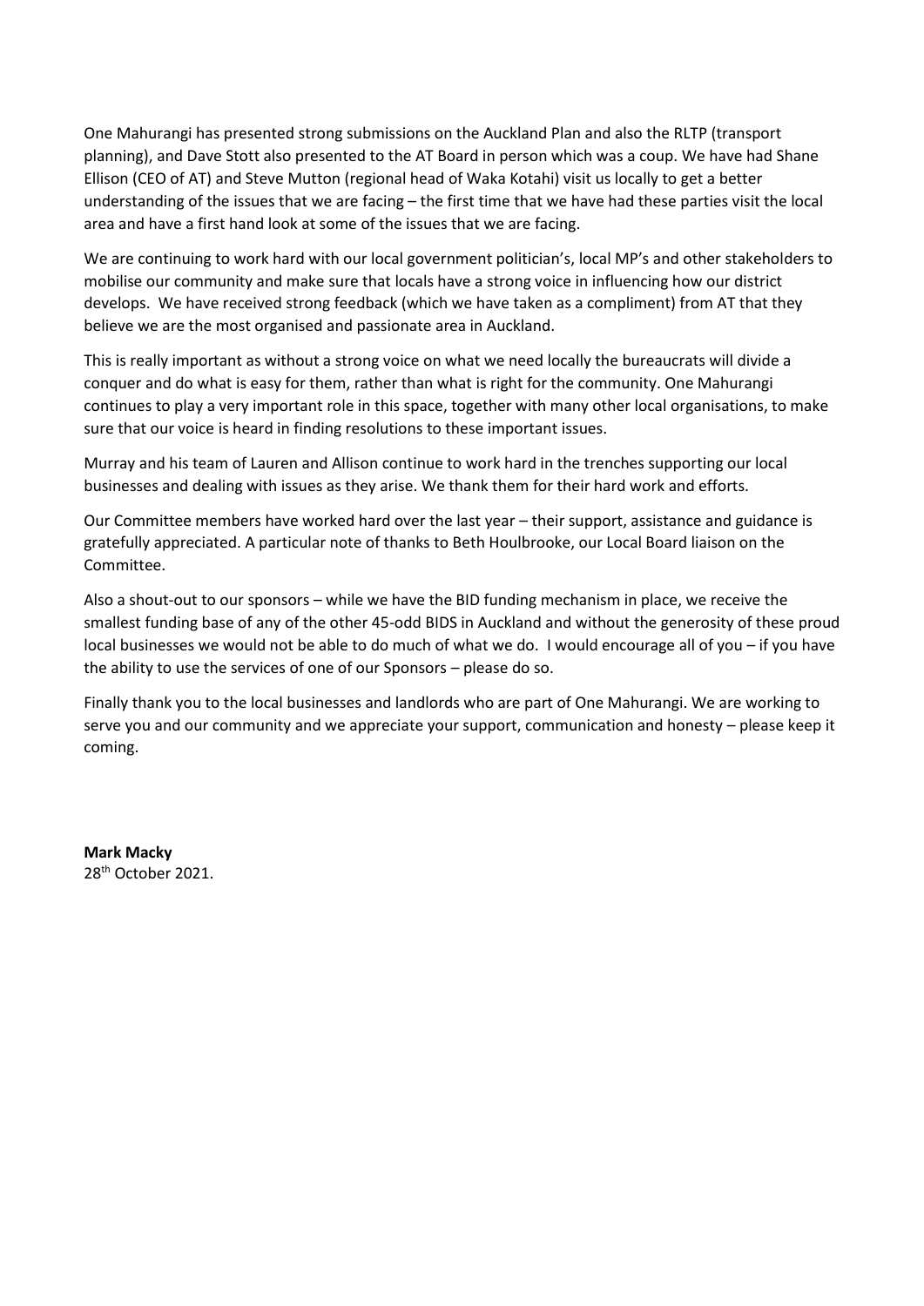One Mahurangi has presented strong submissions on the Auckland Plan and also the RLTP (transport planning), and Dave Stott also presented to the AT Board in person which was a coup. We have had Shane Ellison (CEO of AT) and Steve Mutton (regional head of Waka Kotahi) visit us locally to get a better understanding of the issues that we are facing – the first time that we have had these parties visit the local area and have a first hand look at some of the issues that we are facing.

We are continuing to work hard with our local government politician's, local MP's and other stakeholders to mobilise our community and make sure that locals have a strong voice in influencing how our district develops. We have received strong feedback (which we have taken as a compliment) from AT that they believe we are the most organised and passionate area in Auckland.

This is really important as without a strong voice on what we need locally the bureaucrats will divide a conquer and do what is easy for them, rather than what is right for the community. One Mahurangi continues to play a very important role in this space, together with many other local organisations, to make sure that our voice is heard in finding resolutions to these important issues.

Murray and his team of Lauren and Allison continue to work hard in the trenches supporting our local businesses and dealing with issues as they arise. We thank them for their hard work and efforts.

Our Committee members have worked hard over the last year – their support, assistance and guidance is gratefully appreciated. A particular note of thanks to Beth Houlbrooke, our Local Board liaison on the Committee.

Also a shout-out to our sponsors – while we have the BID funding mechanism in place, we receive the smallest funding base of any of the other 45-odd BIDS in Auckland and without the generosity of these proud local businesses we would not be able to do much of what we do. I would encourage all of you – if you have the ability to use the services of one of our Sponsors – please do so.

Finally thank you to the local businesses and landlords who are part of One Mahurangi. We are working to serve you and our community and we appreciate your support, communication and honesty – please keep it coming.

**Mark Macky**
28th October 2021.